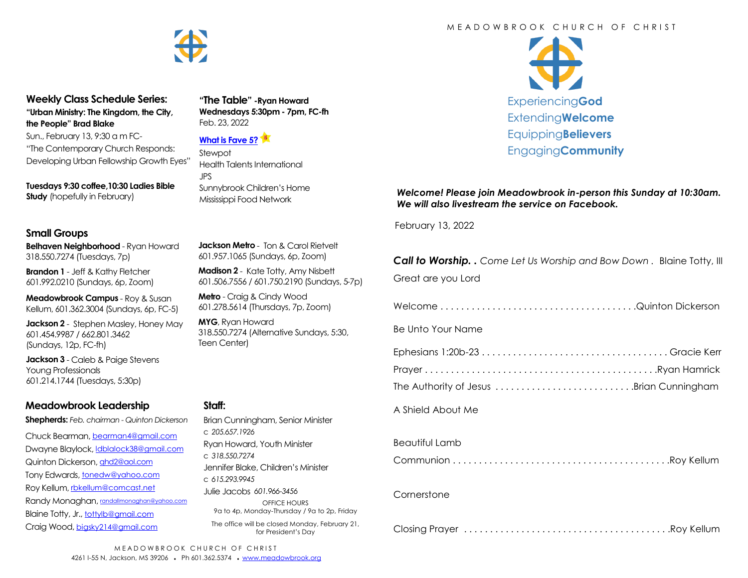## Weekly Class Schedule Series:

**"Urban Ministry: The Kingdom, the City, the People" Brad Blake**

Sun., February 13, 9:30 a m FC-
"The Contemporary Church Responds: Developing Urban Fellowship Growth Eyes"

**Tuesdays 9:30 coffee,10:30 Ladies Bible Study** (hopefully in February)

**"The Table" -Ryan Howard**
**Wednesdays 5:30pm - 7pm, FC-fh**
Feb. 23, 2022

**[What is Fave 5?](#)**

Stewpot
Health Talents International
JPS
Sunnybrook Children's Home
Mississippi Food Network

## Small Groups

**Belhaven Neighborhood** - Ryan Howard
318.550.7274 (Tuesdays, 7p)

**Brandon 1** - Jeff & Kathy Fletcher
601.992.0210 (Sundays, 6p, Zoom)

**Meadowbrook Campus** - Roy & Susan Kellum, 601.362.3004 (Sundays, 6p, FC-5)

**Jackson 2** - Stephen Masley, Honey May
601.454.9987 / 662.801.3462
(Sundays, 12p, FC-fh)

**Jackson 3** - Caleb & Paige Stevens
Young Professionals
601.214.1744 (Tuesdays, 5:30p)

**Jackson Metro** - Ton & Carol Rietvelt
601.957.1065 (Sundays, 6p, Zoom)

**Madison 2** - Kate Totty, Amy Nisbett
601.506.7556 / 601.750.2190 (Sundays, 5-7p)

**Metro** - Craig & Cindy Wood
601.278.5614 (Thursdays, 7p, Zoom)

**MYG**, Ryan Howard
318.550.7274 (Alternative Sundays, 5:30, Teen Center)

## Meadowbrook Leadership

**Shepherds:** *Feb. chairman - Quinton Dickerson*

Chuck Bearman, bearman4@gmail.com
Dwayne Blaylock, ldblalock38@gmail.com
Quinton Dickerson, qhd2@aol.com
Tony Edwards, tonedw@yahoo.com
Roy Kellum, rbkellum@comcast.net
Randy Monaghan, randallmonaghan@yahoo.com
Blaine Totty, Jr., tottylb@gmail.com
Craig Wood, bigsky214@gmail.com

## Staff:

Brian Cunningham, Senior Minister
c *205.657.1926*
Ryan Howard, Youth Minister
c *318.550.7274*
Jennifer Blake, Children's Minister
c *615.293.9945*
Julie Jacobs *601.966-3456*

OFFICE HOURS
9a to 4p, Monday-Thursday / 9a to 2p, Friday

The office will be closed Monday, February 21, for President's Day

MEADOWBROOK CHURCH OF CHRIST
4261 I-55 N, Jackson, MS 39206 • Ph 601.362.5374 • www.meadowbrook.org

---

# MEADOWBROOK CHURCH OF CHRIST

Experiencing**God**
Extending**Welcome**
Equipping**Believers**
Engaging**Community**

***Welcome! Please join Meadowbrook in-person this Sunday at 10:30am. We will also livestream the service on Facebook.***

February 13, 2022

***Call to Worship. .*** *Come Let Us Worship and Bow Down .* Blaine Totty, III

Great are you Lord

Welcome . . . . . . . . . . . . . . . . . . . . . . . . . . . . . . . . . . . . .Quinton Dickerson

Be Unto Your Name

Ephesians 1:20b-23 . . . . . . . . . . . . . . . . . . . . . . . . . . . . . . . . . . Gracie Kerr

Prayer . . . . . . . . . . . . . . . . . . . . . . . . . . . . . . . . . . . . . . . . . . .Ryan Hamrick

The Authority of Jesus . . . . . . . . . . . . . . . . . . . . . . . . . .Brian Cunningham

A Shield About Me

Beautiful Lamb

Communion . . . . . . . . . . . . . . . . . . . . . . . . . . . . . . . . . . . . . . . .Roy Kellum

Cornerstone

Closing Prayer . . . . . . . . . . . . . . . . . . . . . . . . . . . . . . . . . . . . . .Roy Kellum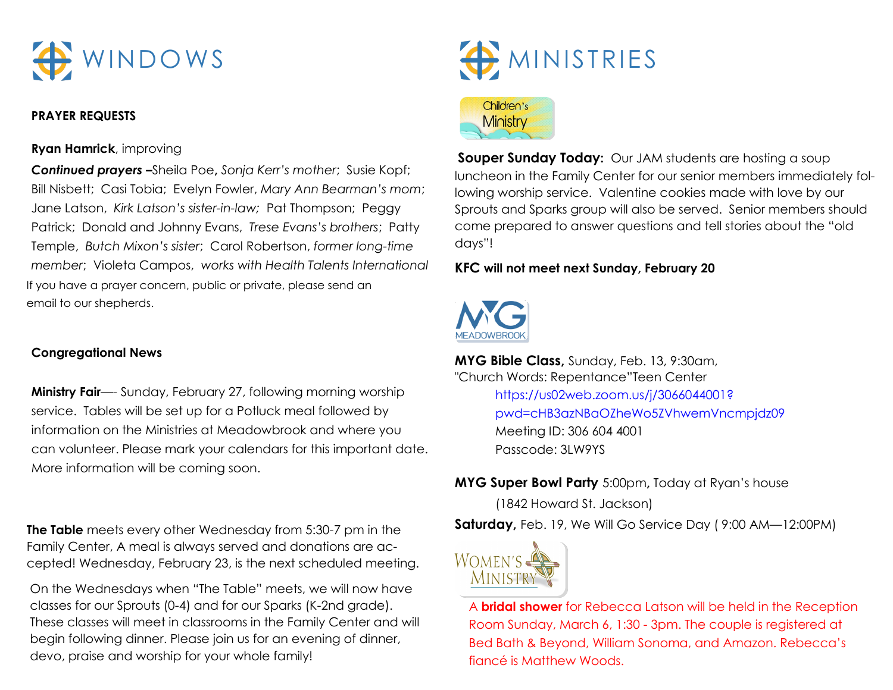# WINDOWS

**PRAYER REQUESTS**

**Ryan Hamrick**, improving

***Continued prayers*** **–**Sheila Poe**,** *Sonja Kerr's mother*; Susie Kopf; Bill Nisbett; Casi Tobia; Evelyn Fowler, *Mary Ann Bearman's mom*; Jane Latson, *Kirk Latson's sister-in-law;* Pat Thompson; Peggy Patrick; Donald and Johnny Evans, *Trese Evans's brothers*; Patty Temple, *Butch Mixon's sister*; Carol Robertson, *former long-time member*; Violeta Campos, *works with Health Talents International*

If you have a prayer concern, public or private, please send an email to our shepherds.

**Congregational News**

**Ministry Fair**—- Sunday, February 27, following morning worship service. Tables will be set up for a Potluck meal followed by information on the Ministries at Meadowbrook and where you can volunteer. Please mark your calendars for this important date. More information will be coming soon.

**The Table** meets every other Wednesday from 5:30-7 pm in the Family Center, A meal is always served and donations are accepted! Wednesday, February 23, is the next scheduled meeting.

On the Wednesdays when "The Table" meets, we will now have classes for our Sprouts (0-4) and for our Sparks (K-2nd grade). These classes will meet in classrooms in the Family Center and will begin following dinner. Please join us for an evening of dinner, devo, praise and worship for your whole family!

# MINISTRIES

Children's Ministry

**Souper Sunday Today:** Our JAM students are hosting a soup luncheon in the Family Center for our senior members immediately following worship service. Valentine cookies made with love by our Sprouts and Sparks group will also be served. Senior members should come prepared to answer questions and tell stories about the "old days"!

**KFC will not meet next Sunday, February 20**

MYG MEADOWBROOK

**MYG Bible Class,** Sunday, Feb. 13, 9:30am, "Church Words: Repentance"Teen Center

https://us02web.zoom.us/j/3066044001?pwd=cHB3azNBaOZheWo5ZVhwemVncmpjdz09

Meeting ID: 306 604 4001

Passcode: 3LW9YS

**MYG Super Bowl Party** 5:00pm**,** Today at Ryan's house (1842 Howard St. Jackson)

**Saturday,** Feb. 19, We Will Go Service Day ( 9:00 AM—12:00PM)

WOMEN'S MINISTRY

A **bridal shower** for Rebecca Latson will be held in the Reception Room Sunday, March 6, 1:30 - 3pm. The couple is registered at Bed Bath & Beyond, William Sonoma, and Amazon. Rebecca's fiancé is Matthew Woods.